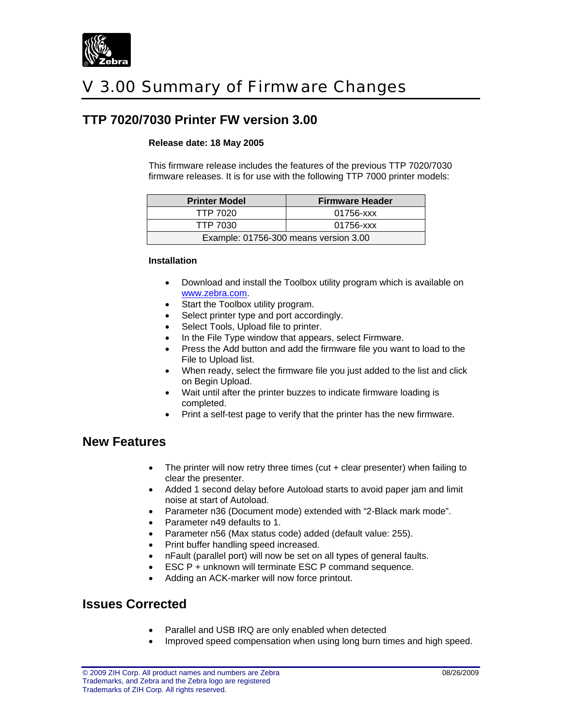# V 3.00 Summary of Firmware Changes

## TTP 7020/7030 Printer FW version 3.00

**Release date: 18 May 2005**

This firmware release includes the features of the previous TTP 7020/7030 firmware releases. It is for use with the following TTP 7000 printer models:

| Printer Model | Firmware Header |
|---|---|
| TTP 7020 | 01756-xxx |
| TTP 7030 | 01756-xxx |
| Example: 01756-300 means version 3.00 | |

**Installation**

- Download and install the Toolbox utility program which is available on www.zebra.com.
- Start the Toolbox utility program.
- Select printer type and port accordingly.
- Select Tools, Upload file to printer.
- In the File Type window that appears, select Firmware.
- Press the Add button and add the firmware file you want to load to the File to Upload list.
- When ready, select the firmware file you just added to the list and click on Begin Upload.
- Wait until after the printer buzzes to indicate firmware loading is completed.
- Print a self-test page to verify that the printer has the new firmware.

## New Features

- The printer will now retry three times (cut + clear presenter) when failing to clear the presenter.
- Added 1 second delay before Autoload starts to avoid paper jam and limit noise at start of Autoload.
- Parameter n36 (Document mode) extended with "2-Black mark mode".
- Parameter n49 defaults to 1.
- Parameter n56 (Max status code) added (default value: 255).
- Print buffer handling speed increased.
- nFault (parallel port) will now be set on all types of general faults.
- ESC P + unknown will terminate ESC P command sequence.
- Adding an ACK-marker will now force printout.

## Issues Corrected

- Parallel and USB IRQ are only enabled when detected
- Improved speed compensation when using long burn times and high speed.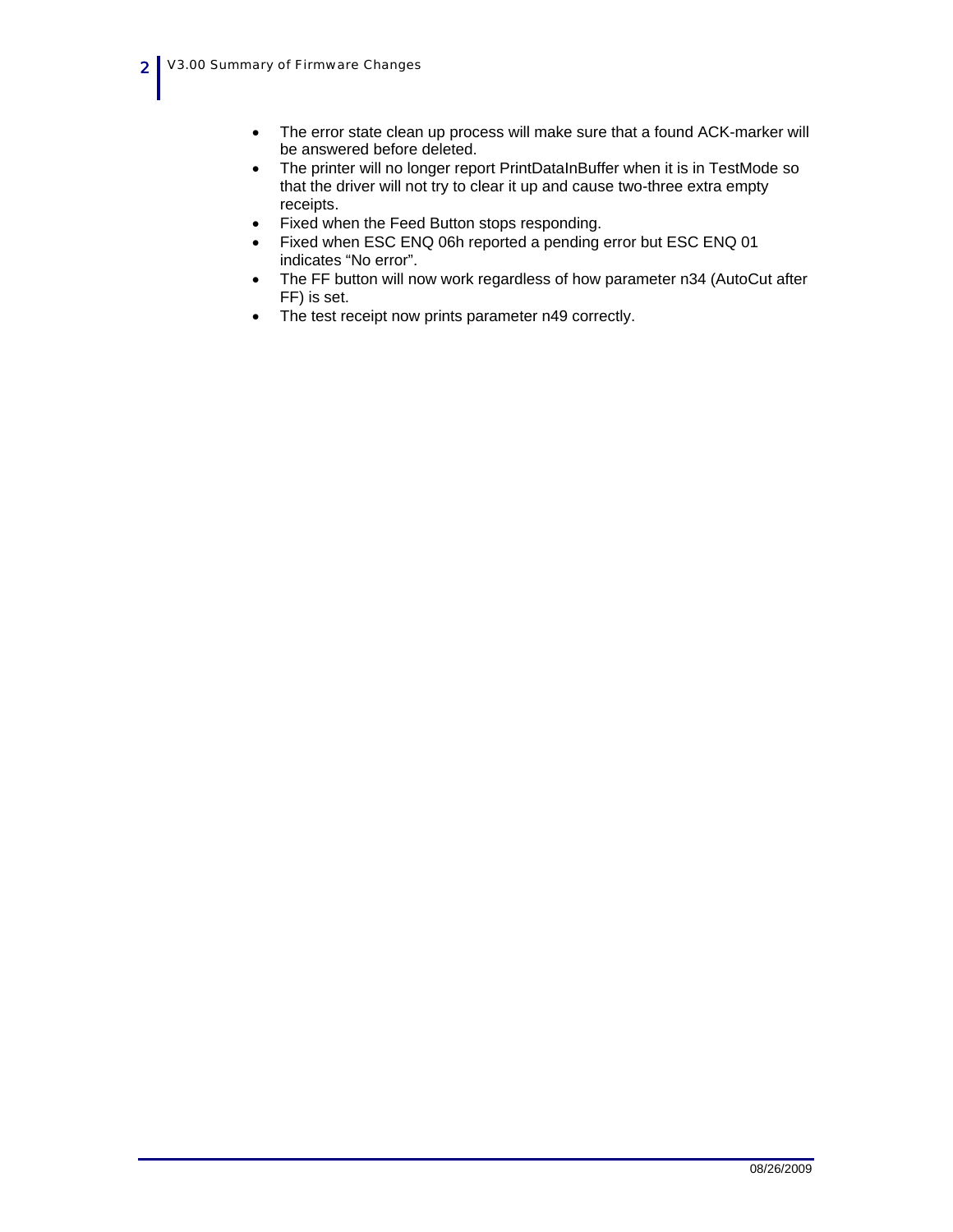- The error state clean up process will make sure that a found ACK-marker will be answered before deleted.
- The printer will no longer report PrintDataInBuffer when it is in TestMode so that the driver will not try to clear it up and cause two-three extra empty receipts.
- Fixed when the Feed Button stops responding.
- Fixed when ESC ENQ 06h reported a pending error but ESC ENQ 01 indicates “No error”.
- The FF button will now work regardless of how parameter n34 (AutoCut after FF) is set.
- The test receipt now prints parameter n49 correctly.